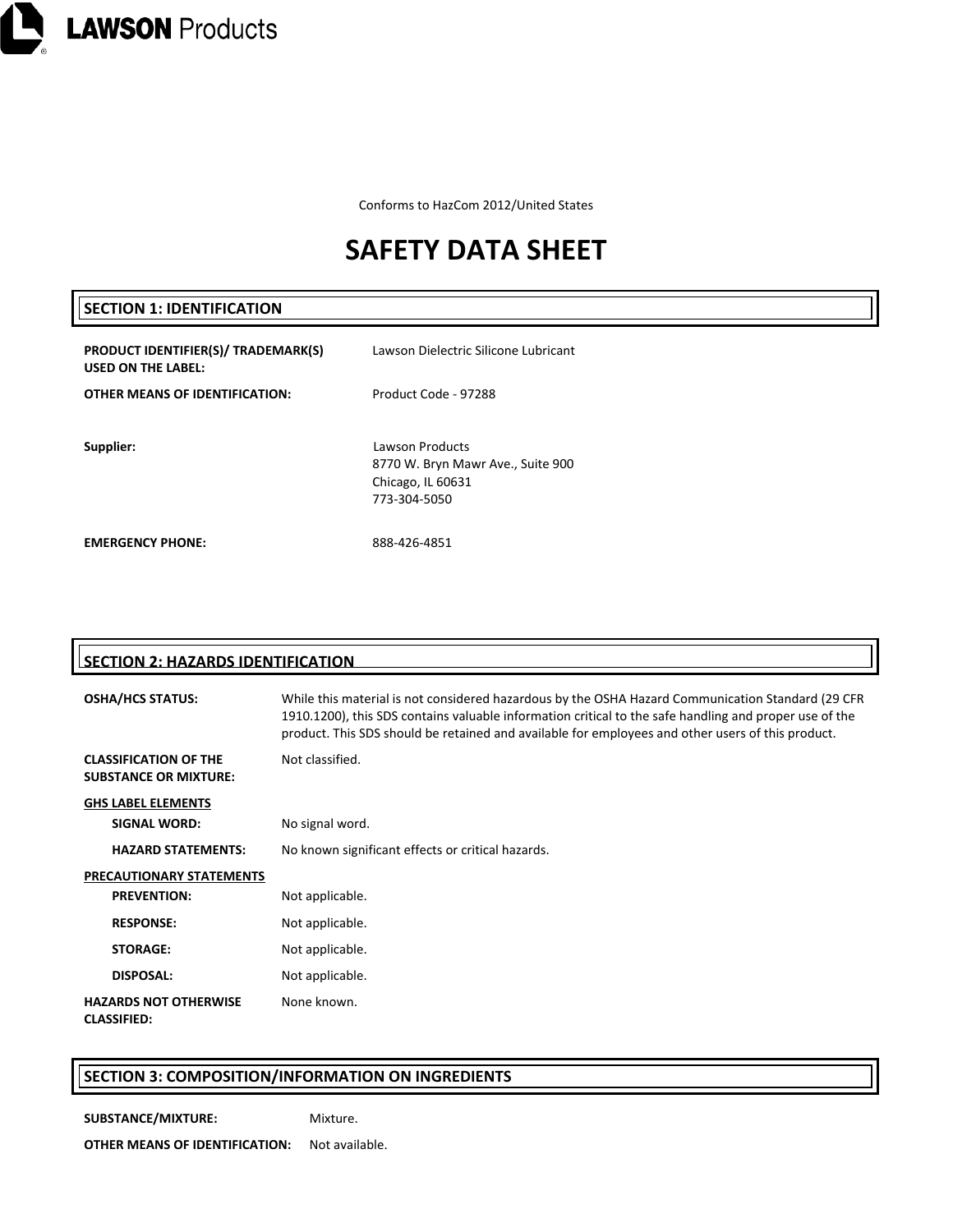**LAWSON Products**

Conforms to HazCom 2012/United States

# SAFETY DATA SHEET

## SECTION 1: IDENTIFICATION

**PRODUCT IDENTIFIER(S)/ TRADEMARK(S) USED ON THE LABEL:** Lawson Dielectric Silicone Lubricant

**OTHER MEANS OF IDENTIFICATION:** Product Code - 97288

**Supplier:** Lawson Products
8770 W. Bryn Mawr Ave., Suite 900
Chicago, IL 60631
773-304-5050

**EMERGENCY PHONE:** 888-426-4851

## SECTION 2: HAZARDS IDENTIFICATION

**OSHA/HCS STATUS:** While this material is not considered hazardous by the OSHA Hazard Communication Standard (29 CFR 1910.1200), this SDS contains valuable information critical to the safe handling and proper use of the product. This SDS should be retained and available for employees and other users of this product.

**CLASSIFICATION OF THE SUBSTANCE OR MIXTURE:** Not classified.

**GHS LABEL ELEMENTS**

- **SIGNAL WORD:** No signal word.
- **HAZARD STATEMENTS:** No known significant effects or critical hazards.

**PRECAUTIONARY STATEMENTS**

- **PREVENTION:** Not applicable.
- **RESPONSE:** Not applicable.
- **STORAGE:** Not applicable.
- **DISPOSAL:** Not applicable.

**HAZARDS NOT OTHERWISE CLASSIFIED:** None known.

## SECTION 3: COMPOSITION/INFORMATION ON INGREDIENTS

**SUBSTANCE/MIXTURE:** Mixture.

**OTHER MEANS OF IDENTIFICATION:** Not available.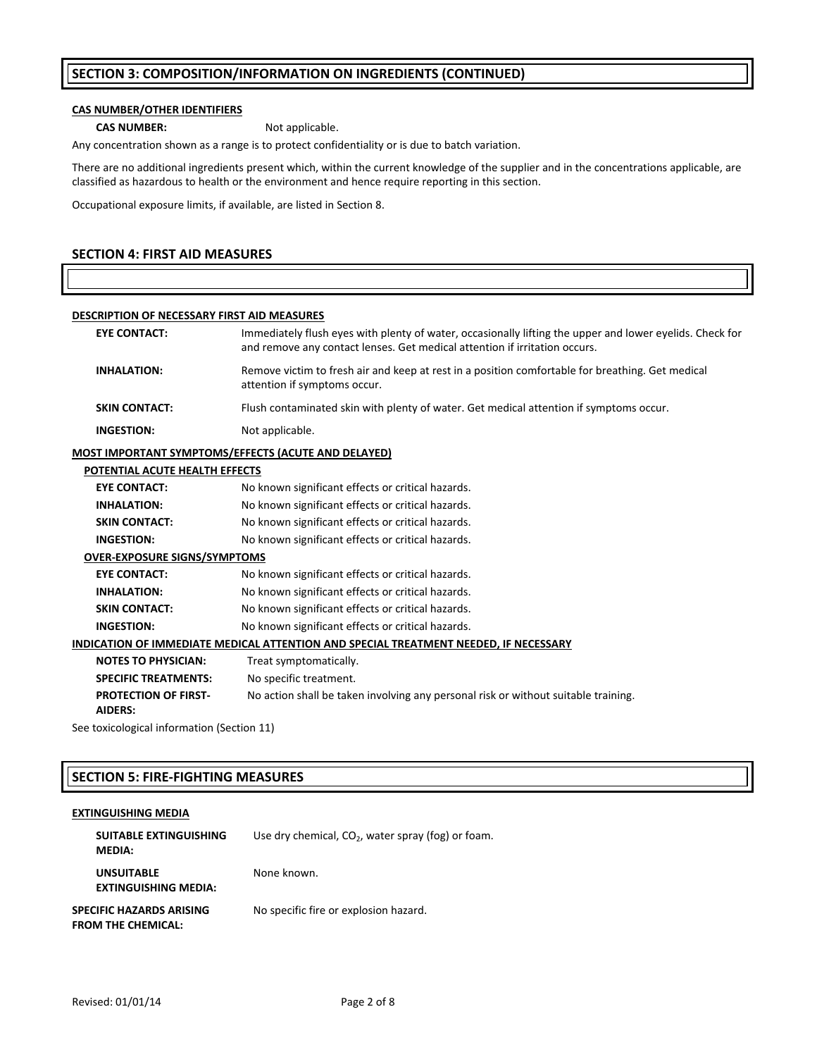## SECTION 3: COMPOSITION/INFORMATION ON INGREDIENTS (CONTINUED)

**CAS NUMBER/OTHER IDENTIFIERS**

**CAS NUMBER:** Not applicable.

Any concentration shown as a range is to protect confidentiality or is due to batch variation.

There are no additional ingredients present which, within the current knowledge of the supplier and in the concentrations applicable, are classified as hazardous to health or the environment and hence require reporting in this section.

Occupational exposure limits, if available, are listed in Section 8.

## SECTION 4: FIRST AID MEASURES

**DESCRIPTION OF NECESSARY FIRST AID MEASURES**

| | |
|---|---|
| **EYE CONTACT:** | Immediately flush eyes with plenty of water, occasionally lifting the upper and lower eyelids. Check for and remove any contact lenses. Get medical attention if irritation occurs. |
| **INHALATION:** | Remove victim to fresh air and keep at rest in a position comfortable for breathing. Get medical attention if symptoms occur. |
| **SKIN CONTACT:** | Flush contaminated skin with plenty of water. Get medical attention if symptoms occur. |
| **INGESTION:** | Not applicable. |

**MOST IMPORTANT SYMPTOMS/EFFECTS (ACUTE AND DELAYED)**

**POTENTIAL ACUTE HEALTH EFFECTS**

| | |
|---|---|
| **EYE CONTACT:** | No known significant effects or critical hazards. |
| **INHALATION:** | No known significant effects or critical hazards. |
| **SKIN CONTACT:** | No known significant effects or critical hazards. |
| **INGESTION:** | No known significant effects or critical hazards. |

**OVER-EXPOSURE SIGNS/SYMPTOMS**

| | |
|---|---|
| **EYE CONTACT:** | No known significant effects or critical hazards. |
| **INHALATION:** | No known significant effects or critical hazards. |
| **SKIN CONTACT:** | No known significant effects or critical hazards. |
| **INGESTION:** | No known significant effects or critical hazards. |

**INDICATION OF IMMEDIATE MEDICAL ATTENTION AND SPECIAL TREATMENT NEEDED, IF NECESSARY**

| | |
|---|---|
| **NOTES TO PHYSICIAN:** | Treat symptomatically. |
| **SPECIFIC TREATMENTS:** | No specific treatment. |
| **PROTECTION OF FIRST-AIDERS:** | No action shall be taken involving any personal risk or without suitable training. |

See toxicological information (Section 11)

## SECTION 5: FIRE-FIGHTING MEASURES

**EXTINGUISHING MEDIA**

| | |
|---|---|
| **SUITABLE EXTINGUISHING MEDIA:** | Use dry chemical, $CO_2$, water spray (fog) or foam. |
| **UNSUITABLE EXTINGUISHING MEDIA:** | None known. |
| **SPECIFIC HAZARDS ARISING FROM THE CHEMICAL:** | No specific fire or explosion hazard. |

Revised: 01/01/14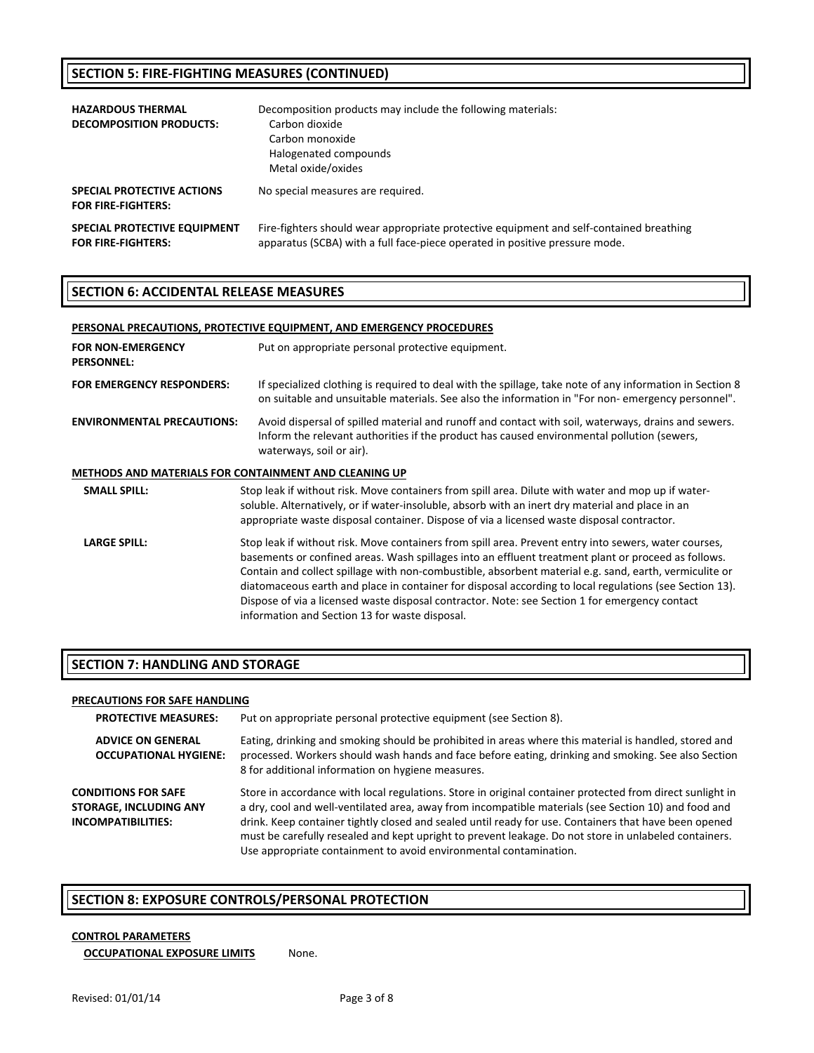## SECTION 5: FIRE-FIGHTING MEASURES (CONTINUED)

**HAZARDOUS THERMAL DECOMPOSITION PRODUCTS:** Decomposition products may include the following materials:
- Carbon dioxide
- Carbon monoxide
- Halogenated compounds
- Metal oxide/oxides

**SPECIAL PROTECTIVE ACTIONS FOR FIRE-FIGHTERS:** No special measures are required.

**SPECIAL PROTECTIVE EQUIPMENT FOR FIRE-FIGHTERS:** Fire-fighters should wear appropriate protective equipment and self-contained breathing apparatus (SCBA) with a full face-piece operated in positive pressure mode.

## SECTION 6: ACCIDENTAL RELEASE MEASURES

### PERSONAL PRECAUTIONS, PROTECTIVE EQUIPMENT, AND EMERGENCY PROCEDURES

**FOR NON-EMERGENCY PERSONNEL:** Put on appropriate personal protective equipment.

**FOR EMERGENCY RESPONDERS:** If specialized clothing is required to deal with the spillage, take note of any information in Section 8 on suitable and unsuitable materials. See also the information in "For non- emergency personnel".

**ENVIRONMENTAL PRECAUTIONS:** Avoid dispersal of spilled material and runoff and contact with soil, waterways, drains and sewers. Inform the relevant authorities if the product has caused environmental pollution (sewers, waterways, soil or air).

### METHODS AND MATERIALS FOR CONTAINMENT AND CLEANING UP

**SMALL SPILL:** Stop leak if without risk. Move containers from spill area. Dilute with water and mop up if water-soluble. Alternatively, or if water-insoluble, absorb with an inert dry material and place in an appropriate waste disposal container. Dispose of via a licensed waste disposal contractor.

**LARGE SPILL:** Stop leak if without risk. Move containers from spill area. Prevent entry into sewers, water courses, basements or confined areas. Wash spillages into an effluent treatment plant or proceed as follows. Contain and collect spillage with non-combustible, absorbent material e.g. sand, earth, vermiculite or diatomaceous earth and place in container for disposal according to local regulations (see Section 13). Dispose of via a licensed waste disposal contractor. Note: see Section 1 for emergency contact information and Section 13 for waste disposal.

## SECTION 7: HANDLING AND STORAGE

### PRECAUTIONS FOR SAFE HANDLING

**PROTECTIVE MEASURES:** Put on appropriate personal protective equipment (see Section 8).

**ADVICE ON GENERAL OCCUPATIONAL HYGIENE:** Eating, drinking and smoking should be prohibited in areas where this material is handled, stored and processed. Workers should wash hands and face before eating, drinking and smoking. See also Section 8 for additional information on hygiene measures.

**CONDITIONS FOR SAFE STORAGE, INCLUDING ANY INCOMPATIBILITIES:** Store in accordance with local regulations. Store in original container protected from direct sunlight in a dry, cool and well-ventilated area, away from incompatible materials (see Section 10) and food and drink. Keep container tightly closed and sealed until ready for use. Containers that have been opened must be carefully resealed and kept upright to prevent leakage. Do not store in unlabeled containers. Use appropriate containment to avoid environmental contamination.

## SECTION 8: EXPOSURE CONTROLS/PERSONAL PROTECTION

### CONTROL PARAMETERS

**OCCUPATIONAL EXPOSURE LIMITS** None.

Revised: 01/01/14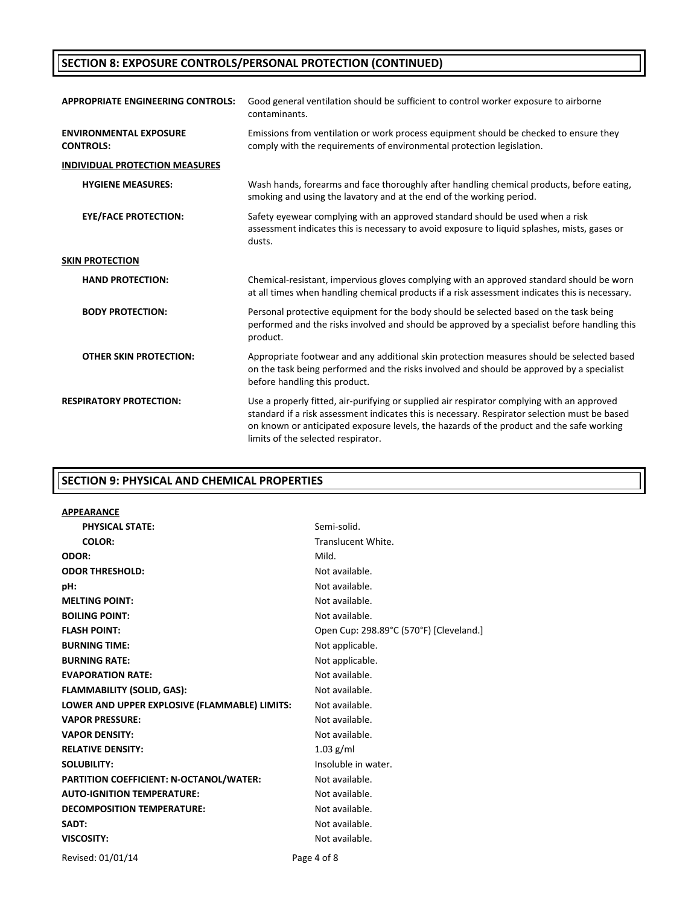## SECTION 8: EXPOSURE CONTROLS/PERSONAL PROTECTION (CONTINUED)

**APPROPRIATE ENGINEERING CONTROLS:** Good general ventilation should be sufficient to control worker exposure to airborne contaminants.

**ENVIRONMENTAL EXPOSURE CONTROLS:** Emissions from ventilation or work process equipment should be checked to ensure they comply with the requirements of environmental protection legislation.

**INDIVIDUAL PROTECTION MEASURES**

**HYGIENE MEASURES:** Wash hands, forearms and face thoroughly after handling chemical products, before eating, smoking and using the lavatory and at the end of the working period.

**EYE/FACE PROTECTION:** Safety eyewear complying with an approved standard should be used when a risk assessment indicates this is necessary to avoid exposure to liquid splashes, mists, gases or dusts.

**SKIN PROTECTION**

**HAND PROTECTION:** Chemical-resistant, impervious gloves complying with an approved standard should be worn at all times when handling chemical products if a risk assessment indicates this is necessary.

**BODY PROTECTION:** Personal protective equipment for the body should be selected based on the task being performed and the risks involved and should be approved by a specialist before handling this product.

**OTHER SKIN PROTECTION:** Appropriate footwear and any additional skin protection measures should be selected based on the task being performed and the risks involved and should be approved by a specialist before handling this product.

**RESPIRATORY PROTECTION:** Use a properly fitted, air-purifying or supplied air respirator complying with an approved standard if a risk assessment indicates this is necessary. Respirator selection must be based on known or anticipated exposure levels, the hazards of the product and the safe working limits of the selected respirator.

## SECTION 9: PHYSICAL AND CHEMICAL PROPERTIES

**APPEARANCE**

| | |
|---|---|
| **PHYSICAL STATE:** | Semi-solid. |
| **COLOR:** | Translucent White. |
| **ODOR:** | Mild. |
| **ODOR THRESHOLD:** | Not available. |
| **pH:** | Not available. |
| **MELTING POINT:** | Not available. |
| **BOILING POINT:** | Not available. |
| **FLASH POINT:** | Open Cup: 298.89°C (570°F) [Cleveland.] |
| **BURNING TIME:** | Not applicable. |
| **BURNING RATE:** | Not applicable. |
| **EVAPORATION RATE:** | Not available. |
| **FLAMMABILITY (SOLID, GAS):** | Not available. |
| **LOWER AND UPPER EXPLOSIVE (FLAMMABLE) LIMITS:** | Not available. |
| **VAPOR PRESSURE:** | Not available. |
| **VAPOR DENSITY:** | Not available. |
| **RELATIVE DENSITY:** | 1.03 g/ml |
| **SOLUBILITY:** | Insoluble in water. |
| **PARTITION COEFFICIENT: N-OCTANOL/WATER:** | Not available. |
| **AUTO-IGNITION TEMPERATURE:** | Not available. |
| **DECOMPOSITION TEMPERATURE:** | Not available. |
| **SADT:** | Not available. |
| **VISCOSITY:** | Not available. |

Revised: 01/01/14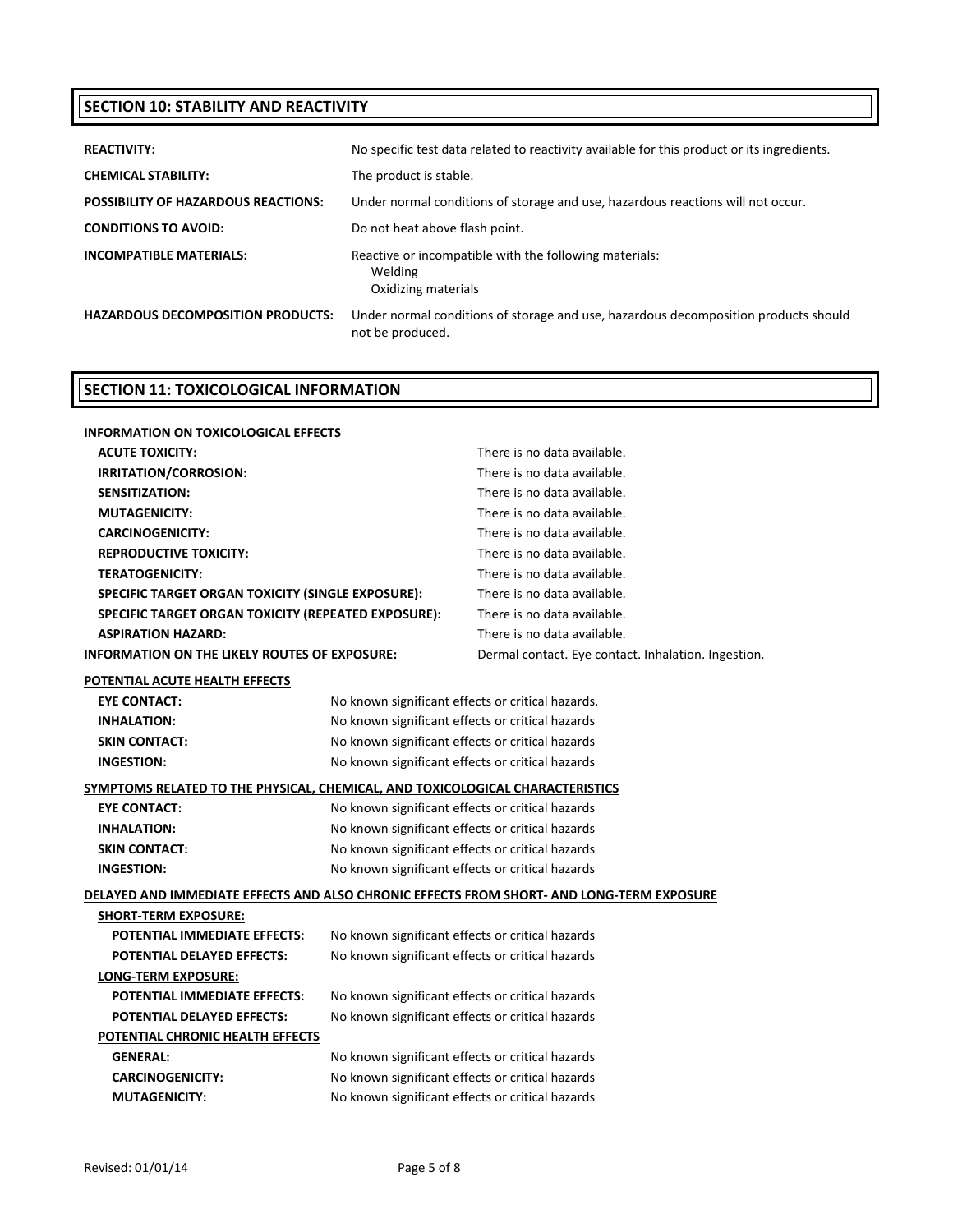## SECTION 10: STABILITY AND REACTIVITY

| | |
|---|---|
| **REACTIVITY:** | No specific test data related to reactivity available for this product or its ingredients. |
| **CHEMICAL STABILITY:** | The product is stable. |
| **POSSIBILITY OF HAZARDOUS REACTIONS:** | Under normal conditions of storage and use, hazardous reactions will not occur. |
| **CONDITIONS TO AVOID:** | Do not heat above flash point. |
| **INCOMPATIBLE MATERIALS:** | Reactive or incompatible with the following materials:<br>Welding<br>Oxidizing materials |
| **HAZARDOUS DECOMPOSITION PRODUCTS:** | Under normal conditions of storage and use, hazardous decomposition products should not be produced. |

## SECTION 11: TOXICOLOGICAL INFORMATION

**INFORMATION ON TOXICOLOGICAL EFFECTS**

| | |
|---|---|
| **ACUTE TOXICITY:** | There is no data available. |
| **IRRITATION/CORROSION:** | There is no data available. |
| **SENSITIZATION:** | There is no data available. |
| **MUTAGENICITY:** | There is no data available. |
| **CARCINOGENICITY:** | There is no data available. |
| **REPRODUCTIVE TOXICITY:** | There is no data available. |
| **TERATOGENICITY:** | There is no data available. |
| **SPECIFIC TARGET ORGAN TOXICITY (SINGLE EXPOSURE):** | There is no data available. |
| **SPECIFIC TARGET ORGAN TOXICITY (REPEATED EXPOSURE):** | There is no data available. |
| **ASPIRATION HAZARD:** | There is no data available. |
| **INFORMATION ON THE LIKELY ROUTES OF EXPOSURE:** | Dermal contact. Eye contact. Inhalation. Ingestion. |

**POTENTIAL ACUTE HEALTH EFFECTS**

| | |
|---|---|
| **EYE CONTACT:** | No known significant effects or critical hazards. |
| **INHALATION:** | No known significant effects or critical hazards |
| **SKIN CONTACT:** | No known significant effects or critical hazards |
| **INGESTION:** | No known significant effects or critical hazards |

**SYMPTOMS RELATED TO THE PHYSICAL, CHEMICAL, AND TOXICOLOGICAL CHARACTERISTICS**

| | |
|---|---|
| **EYE CONTACT:** | No known significant effects or critical hazards |
| **INHALATION:** | No known significant effects or critical hazards |
| **SKIN CONTACT:** | No known significant effects or critical hazards |
| **INGESTION:** | No known significant effects or critical hazards |

**DELAYED AND IMMEDIATE EFFECTS AND ALSO CHRONIC EFFECTS FROM SHORT- AND LONG-TERM EXPOSURE**

**SHORT-TERM EXPOSURE:**

| | |
|---|---|
| **POTENTIAL IMMEDIATE EFFECTS:** | No known significant effects or critical hazards |
| **POTENTIAL DELAYED EFFECTS:** | No known significant effects or critical hazards |

**LONG-TERM EXPOSURE:**

| | |
|---|---|
| **POTENTIAL IMMEDIATE EFFECTS:** | No known significant effects or critical hazards |
| **POTENTIAL DELAYED EFFECTS:** | No known significant effects or critical hazards |

**POTENTIAL CHRONIC HEALTH EFFECTS**

| | |
|---|---|
| **GENERAL:** | No known significant effects or critical hazards |
| **CARCINOGENICITY:** | No known significant effects or critical hazards |
| **MUTAGENICITY:** | No known significant effects or critical hazards |

Revised: 01/01/14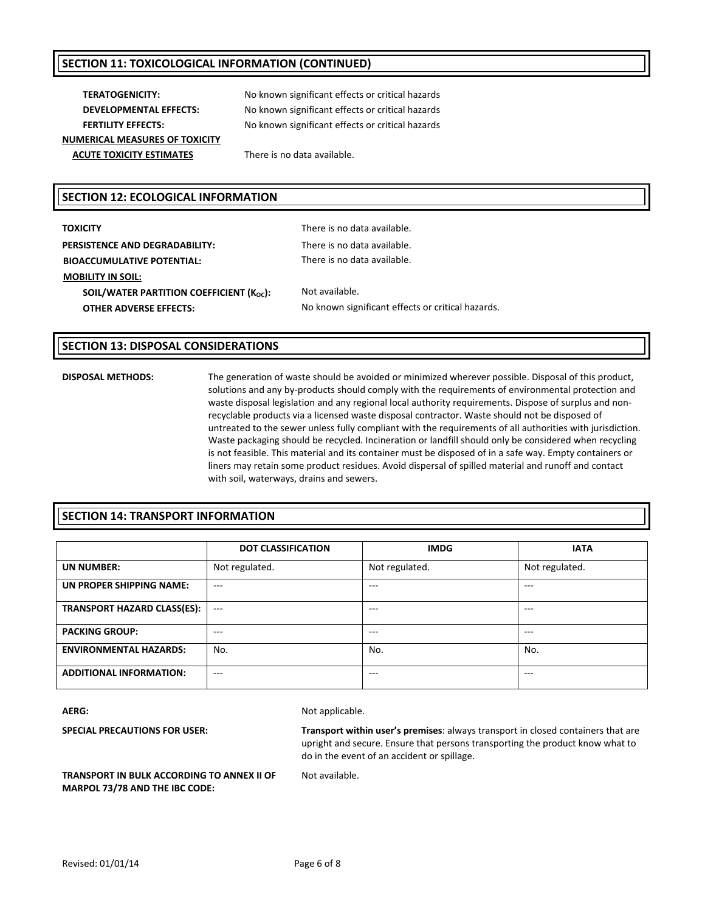## SECTION 11: TOXICOLOGICAL INFORMATION (CONTINUED)

**TERATOGENICITY:** No known significant effects or critical hazards

**DEVELOPMENTAL EFFECTS:** No known significant effects or critical hazards

**FERTILITY EFFECTS:** No known significant effects or critical hazards

**NUMERICAL MEASURES OF TOXICITY**

**ACUTE TOXICITY ESTIMATES** There is no data available.

## SECTION 12: ECOLOGICAL INFORMATION

**TOXICITY** There is no data available.

**PERSISTENCE AND DEGRADABILITY:** There is no data available.

**BIOACCUMULATIVE POTENTIAL:** There is no data available.

**MOBILITY IN SOIL:**

**SOIL/WATER PARTITION COEFFICIENT ($K_{OC}$):** Not available.

**OTHER ADVERSE EFFECTS:** No known significant effects or critical hazards.

## SECTION 13: DISPOSAL CONSIDERATIONS

**DISPOSAL METHODS:** The generation of waste should be avoided or minimized wherever possible. Disposal of this product, solutions and any by-products should comply with the requirements of environmental protection and waste disposal legislation and any regional local authority requirements. Dispose of surplus and non-recyclable products via a licensed waste disposal contractor. Waste should not be disposed of untreated to the sewer unless fully compliant with the requirements of all authorities with jurisdiction. Waste packaging should be recycled. Incineration or landfill should only be considered when recycling is not feasible. This material and its container must be disposed of in a safe way. Empty containers or liners may retain some product residues. Avoid dispersal of spilled material and runoff and contact with soil, waterways, drains and sewers.

## SECTION 14: TRANSPORT INFORMATION

| | DOT CLASSIFICATION | IMDG | IATA |
|---|---|---|---|
| **UN NUMBER:** | Not regulated. | Not regulated. | Not regulated. |
| **UN PROPER SHIPPING NAME:** | --- | --- | --- |
| **TRANSPORT HAZARD CLASS(ES):** | --- | --- | --- |
| **PACKING GROUP:** | --- | --- | --- |
| **ENVIRONMENTAL HAZARDS:** | No. | No. | No. |
| **ADDITIONAL INFORMATION:** | --- | --- | --- |

**AERG:** Not applicable.

**SPECIAL PRECAUTIONS FOR USER:** **Transport within user's premises**: always transport in closed containers that are upright and secure. Ensure that persons transporting the product know what to do in the event of an accident or spillage.

**TRANSPORT IN BULK ACCORDING TO ANNEX II OF MARPOL 73/78 AND THE IBC CODE:** Not available.

Revised: 01/01/14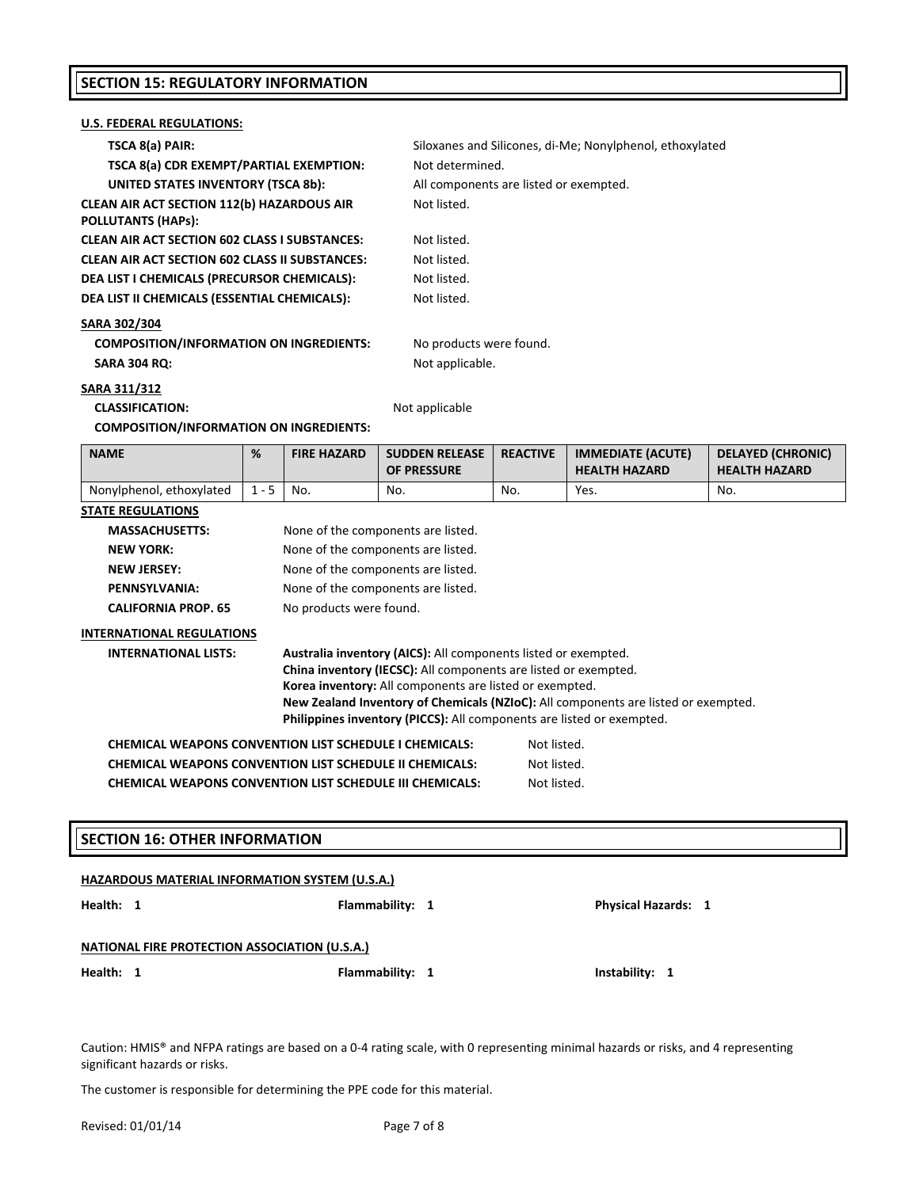## SECTION 15: REGULATORY INFORMATION

**U.S. FEDERAL REGULATIONS:**

**TSCA 8(a) PAIR:** Siloxanes and Silicones, di-Me; Nonylphenol, ethoxylated

**TSCA 8(a) CDR EXEMPT/PARTIAL EXEMPTION:** Not determined.

**UNITED STATES INVENTORY (TSCA 8b):** All components are listed or exempted.

**CLEAN AIR ACT SECTION 112(b) HAZARDOUS AIR POLLUTANTS (HAPs):** Not listed.

**CLEAN AIR ACT SECTION 602 CLASS I SUBSTANCES:** Not listed.

**CLEAN AIR ACT SECTION 602 CLASS II SUBSTANCES:** Not listed.

**DEA LIST I CHEMICALS (PRECURSOR CHEMICALS):** Not listed.

**DEA LIST II CHEMICALS (ESSENTIAL CHEMICALS):** Not listed.

**SARA 302/304**

**COMPOSITION/INFORMATION ON INGREDIENTS:** No products were found.

**SARA 304 RQ:** Not applicable.

**SARA 311/312**

**CLASSIFICATION:** Not applicable

**COMPOSITION/INFORMATION ON INGREDIENTS:**

| NAME | % | FIRE HAZARD | SUDDEN RELEASE OF PRESSURE | REACTIVE | IMMEDIATE (ACUTE) HEALTH HAZARD | DELAYED (CHRONIC) HEALTH HAZARD |
|---|---|---|---|---|---|---|
| Nonylphenol, ethoxylated | 1 - 5 | No. | No. | No. | Yes. | No. |

**STATE REGULATIONS**

**MASSACHUSETTS:** None of the components are listed.

**NEW YORK:** None of the components are listed.

**NEW JERSEY:** None of the components are listed.

**PENNSYLVANIA:** None of the components are listed.

**CALIFORNIA PROP. 65** No products were found.

**INTERNATIONAL REGULATIONS**

**INTERNATIONAL LISTS:**
**Australia inventory (AICS):** All components listed or exempted.
**China inventory (IECSC):** All components are listed or exempted.
**Korea inventory:** All components are listed or exempted.
**New Zealand Inventory of Chemicals (NZIoC):** All components are listed or exempted.
**Philippines inventory (PICCS):** All components are listed or exempted.

**CHEMICAL WEAPONS CONVENTION LIST SCHEDULE I CHEMICALS:** Not listed.

**CHEMICAL WEAPONS CONVENTION LIST SCHEDULE II CHEMICALS:** Not listed.

**CHEMICAL WEAPONS CONVENTION LIST SCHEDULE III CHEMICALS:** Not listed.

## SECTION 16: OTHER INFORMATION

**HAZARDOUS MATERIAL INFORMATION SYSTEM (U.S.A.)**

**Health: 1** **Flammability: 1** **Physical Hazards: 1**

**NATIONAL FIRE PROTECTION ASSOCIATION (U.S.A.)**

**Health: 1** **Flammability: 1** **Instability: 1**

Caution: HMIS® and NFPA ratings are based on a 0-4 rating scale, with 0 representing minimal hazards or risks, and 4 representing significant hazards or risks.

The customer is responsible for determining the PPE code for this material.

Revised: 01/01/14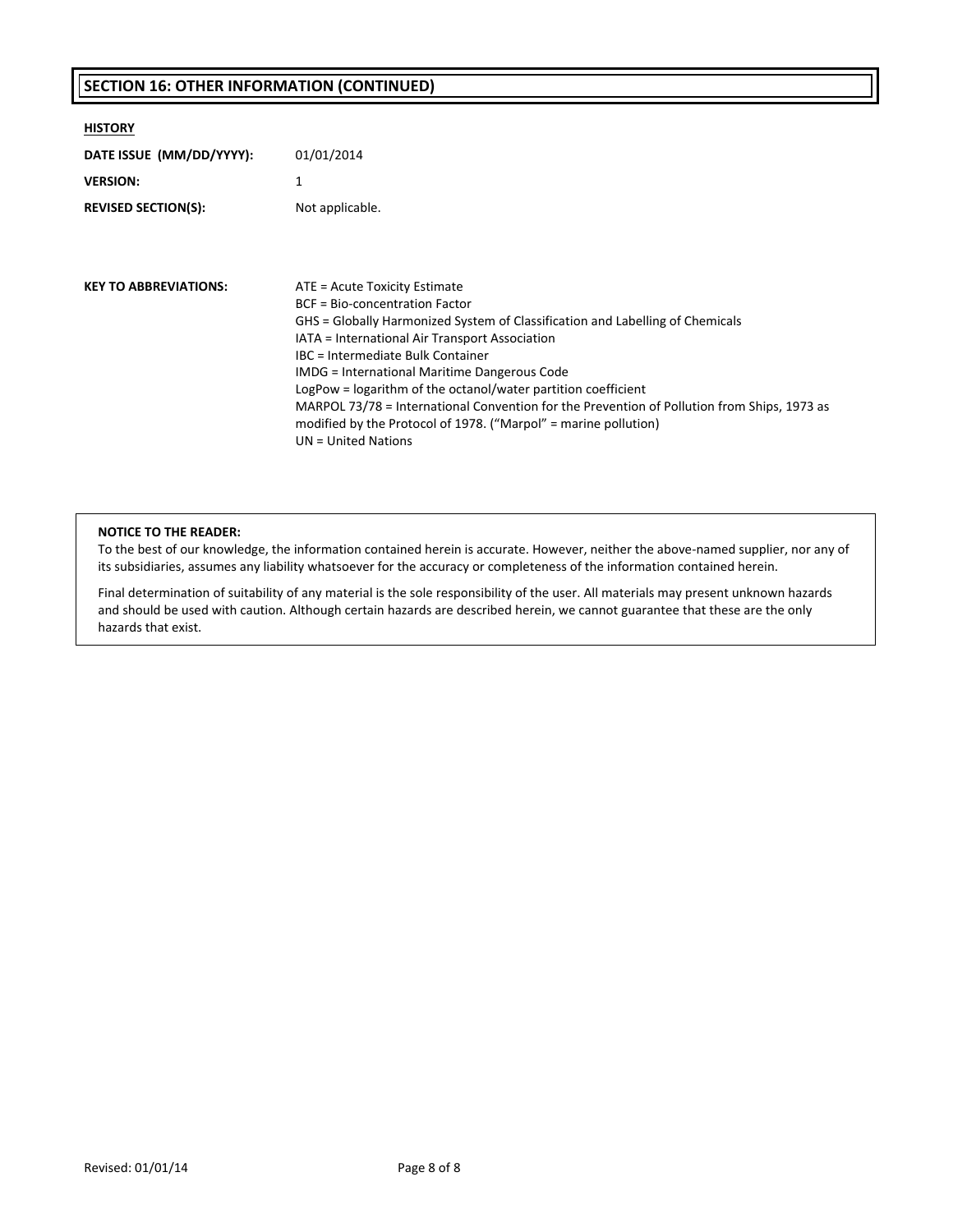## SECTION 16: OTHER INFORMATION (CONTINUED)

**HISTORY**

**DATE ISSUE (MM/DD/YYYY):** 01/01/2014

**VERSION:** 1

**REVISED SECTION(S):** Not applicable.

**KEY TO ABBREVIATIONS:**

ATE = Acute Toxicity Estimate
BCF = Bio-concentration Factor
GHS = Globally Harmonized System of Classification and Labelling of Chemicals
IATA = International Air Transport Association
IBC = Intermediate Bulk Container
IMDG = International Maritime Dangerous Code
LogPow = logarithm of the octanol/water partition coefficient
MARPOL 73/78 = International Convention for the Prevention of Pollution from Ships, 1973 as modified by the Protocol of 1978. ("Marpol" = marine pollution)
UN = United Nations

**NOTICE TO THE READER:**

To the best of our knowledge, the information contained herein is accurate. However, neither the above-named supplier, nor any of its subsidiaries, assumes any liability whatsoever for the accuracy or completeness of the information contained herein.

Final determination of suitability of any material is the sole responsibility of the user. All materials may present unknown hazards and should be used with caution. Although certain hazards are described herein, we cannot guarantee that these are the only hazards that exist.

Revised: 01/01/14